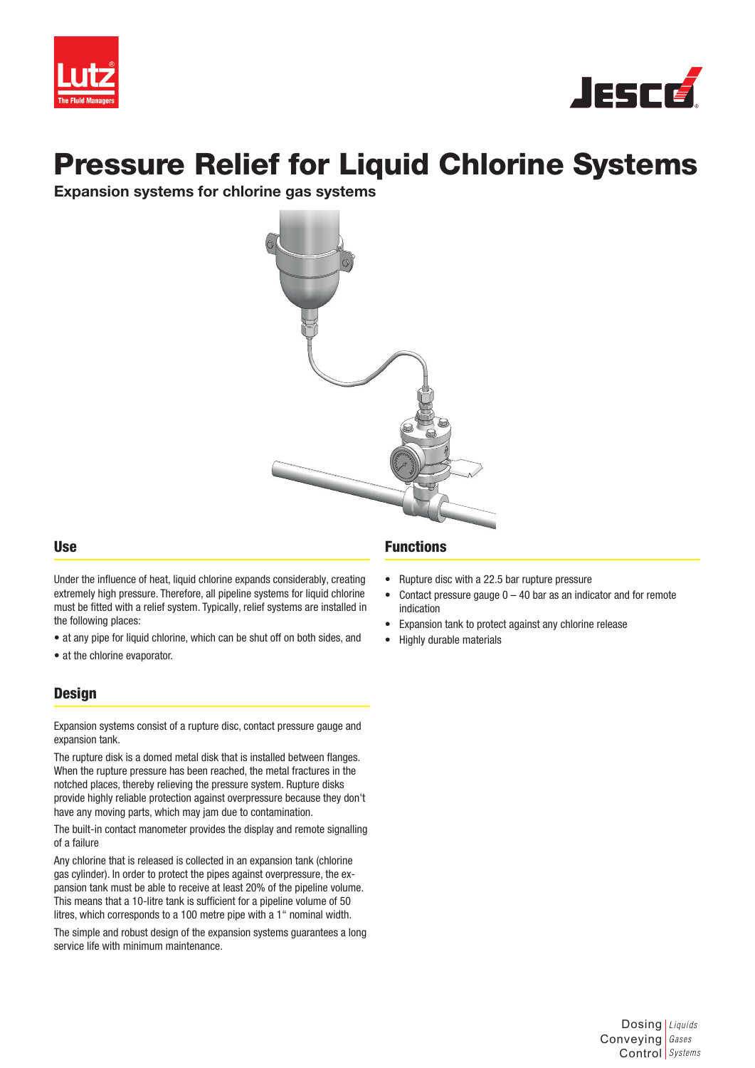# Pressure Relief for Liquid Chlorine Systems

**Expansion systems for chlorine gas systems**

## Use

Under the influence of heat, liquid chlorine expands considerably, creating extremely high pressure. Therefore, all pipeline systems for liquid chlorine must be fitted with a relief system. Typically, relief systems are installed in the following places:

- at any pipe for liquid chlorine, which can be shut off on both sides, and
- at the chlorine evaporator.

## Design

Expansion systems consist of a rupture disc, contact pressure gauge and expansion tank.

The rupture disk is a domed metal disk that is installed between flanges. When the rupture pressure has been reached, the metal fractures in the notched places, thereby relieving the pressure system. Rupture disks provide highly reliable protection against overpressure because they don't have any moving parts, which may jam due to contamination.

The built-in contact manometer provides the display and remote signalling of a failure

Any chlorine that is released is collected in an expansion tank (chlorine gas cylinder). In order to protect the pipes against overpressure, the expansion tank must be able to receive at least 20% of the pipeline volume. This means that a 10-litre tank is sufficient for a pipeline volume of 50 litres, which corresponds to a 100 metre pipe with a 1" nominal width.

The simple and robust design of the expansion systems guarantees a long service life with minimum maintenance.

## Functions

- Rupture disc with a 22.5 bar rupture pressure
- Contact pressure gauge 0 – 40 bar as an indicator and for remote indication
- Expansion tank to protect against any chlorine release
- Highly durable materials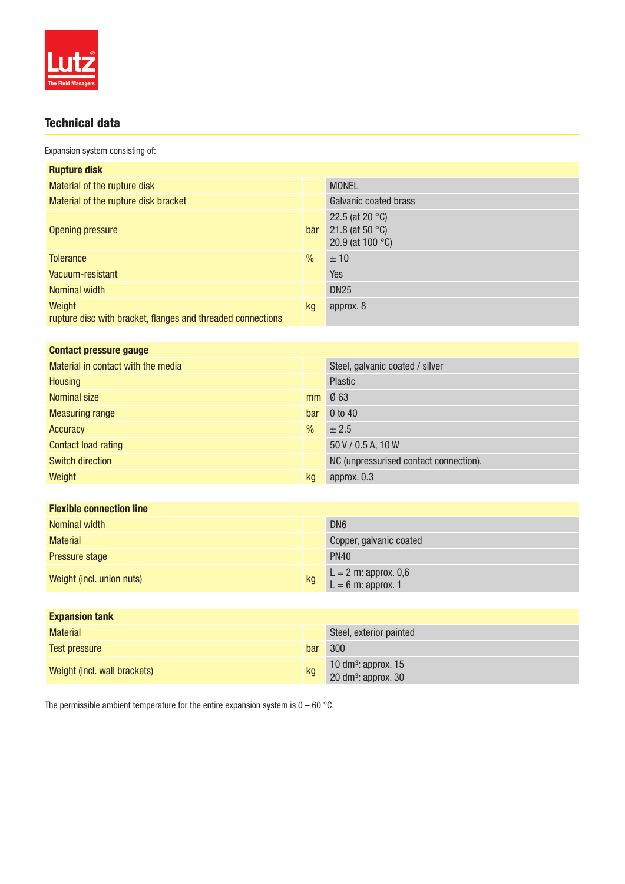## Technical data

Expansion system consisting of:

| Rupture disk | | |
|---|---|---|
| Material of the rupture disk | | MONEL |
| Material of the rupture disk bracket | | Galvanic coated brass |
| Opening pressure | bar | 22.5 (at 20 °C)<br>21.8 (at 50 °C)<br>20.9 (at 100 °C) |
| Tolerance | % | ± 10 |
| Vacuum-resistant | | Yes |
| Nominal width | | DN25 |
| Weight<br>rupture disc with bracket, flanges and threaded connections | kg | approx. 8 |

| Contact pressure gauge | | |
|---|---|---|
| Material in contact with the media | | Steel, galvanic coated / silver |
| Housing | | Plastic |
| Nominal size | mm | Ø 63 |
| Measuring range | bar | 0 to 40 |
| Accuracy | % | ± 2.5 |
| Contact load rating | | 50 V / 0.5 A, 10 W |
| Switch direction | | NC (unpressurised contact connection). |
| Weight | kg | approx. 0.3 |

| Flexible connection line | | |
|---|---|---|
| Nominal width | | DN6 |
| Material | | Copper, galvanic coated |
| Pressure stage | | PN40 |
| Weight (incl. union nuts) | kg | L = 2 m: approx. 0,6<br>L = 6 m: approx. 1 |

| Expansion tank | | |
|---|---|---|
| Material | | Steel, exterior painted |
| Test pressure | bar | 300 |
| Weight (incl. wall brackets) | kg | 10 dm³: approx. 15<br>20 dm³: approx. 30 |

The permissible ambient temperature for the entire expansion system is 0 – 60 °C.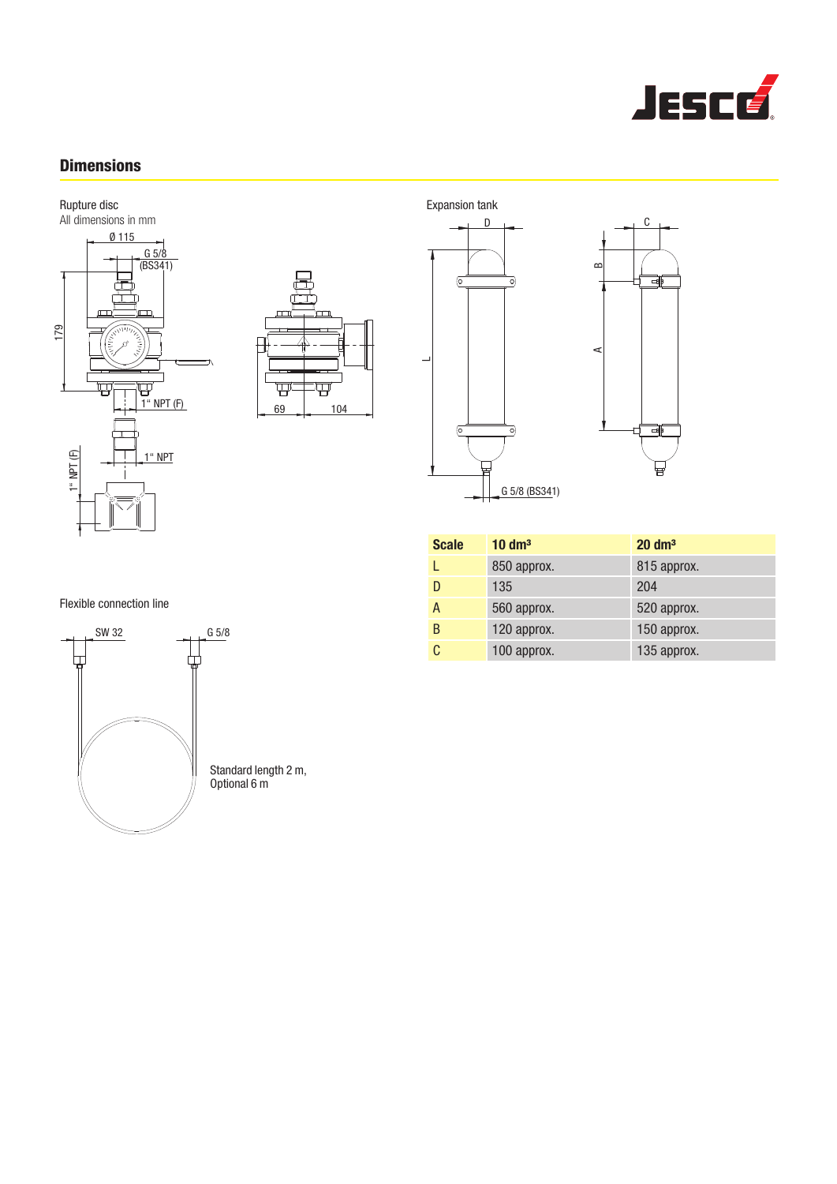## Dimensions

Rupture disc

All dimensions in mm

Ø 115

G 5/8 (BS341)

179

1" NPT (F)

1" NPT

1" NPT (F)

69

104

Expansion tank

D

C

L

B

A

G 5/8 (BS341)

| Scale | 10 dm³ | 20 dm³ |
|---|---|---|
| L | 850 approx. | 815 approx. |
| D | 135 | 204 |
| A | 560 approx. | 520 approx. |
| B | 120 approx. | 150 approx. |
| C | 100 approx. | 135 approx. |

Flexible connection line

SW 32

G 5/8

Standard length 2 m,
Optional 6 m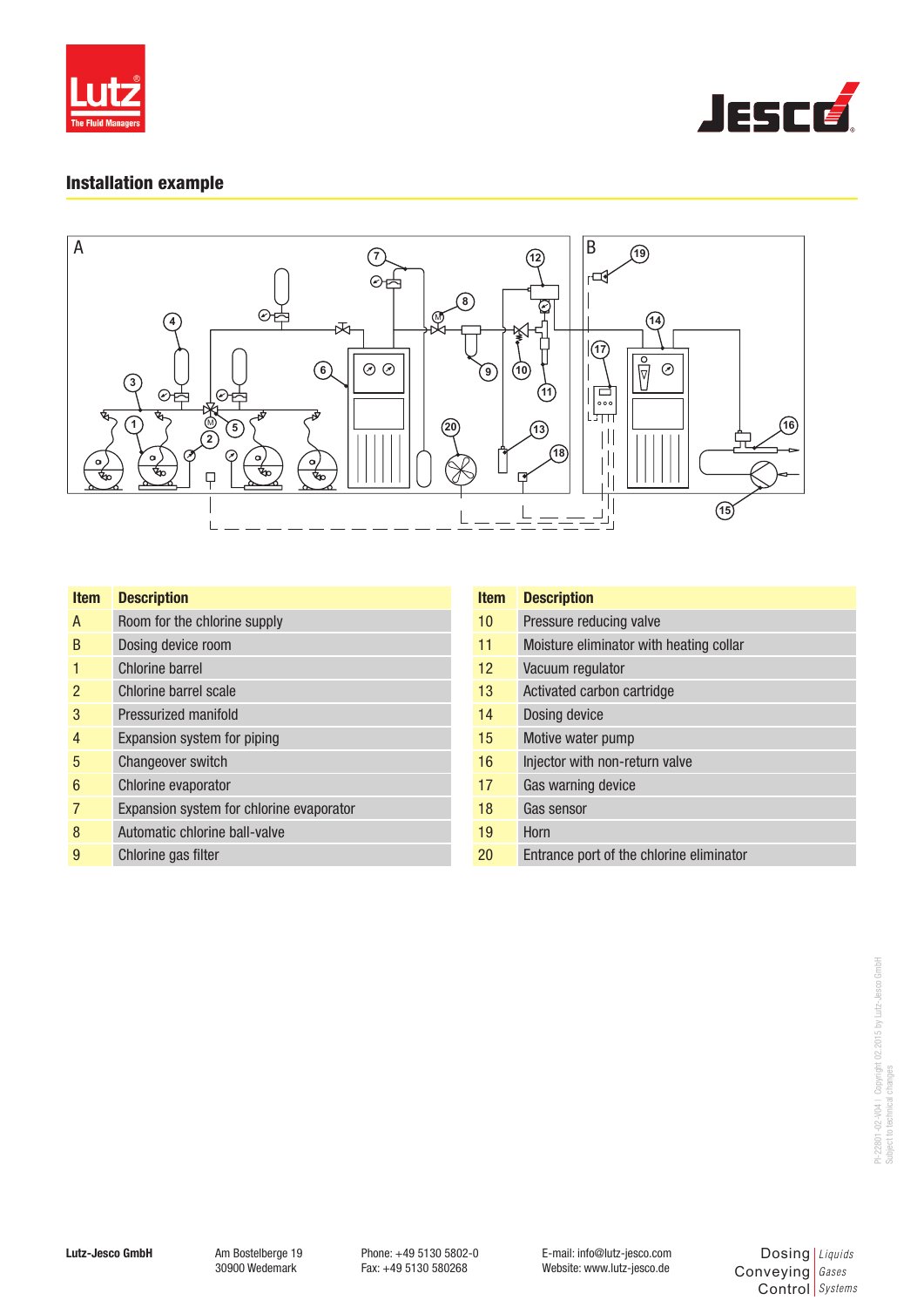## Installation example

A

B

| Item | Description |
|---|---|
| A | Room for the chlorine supply |
| B | Dosing device room |
| 1 | Chlorine barrel |
| 2 | Chlorine barrel scale |
| 3 | Pressurized manifold |
| 4 | Expansion system for piping |
| 5 | Changeover switch |
| 6 | Chlorine evaporator |
| 7 | Expansion system for chlorine evaporator |
| 8 | Automatic chlorine ball-valve |
| 9 | Chlorine gas filter |

| Item | Description |
|---|---|
| 10 | Pressure reducing valve |
| 11 | Moisture eliminator with heating collar |
| 12 | Vacuum regulator |
| 13 | Activated carbon cartridge |
| 14 | Dosing device |
| 15 | Motive water pump |
| 16 | Injector with non-return valve |
| 17 | Gas warning device |
| 18 | Gas sensor |
| 19 | Horn |
| 20 | Entrance port of the chlorine eliminator |

PI-22801-02-V04 | Copyright 02.2015 by Lutz-Jesco GmbH
Subject to technical changes

**Lutz-Jesco GmbH** Am Bostelberge 19 30900 Wedemark Phone: +49 5130 5802-0 Fax: +49 5130 580268 E-mail: info@lutz-jesco.com Website: www.lutz-jesco.de